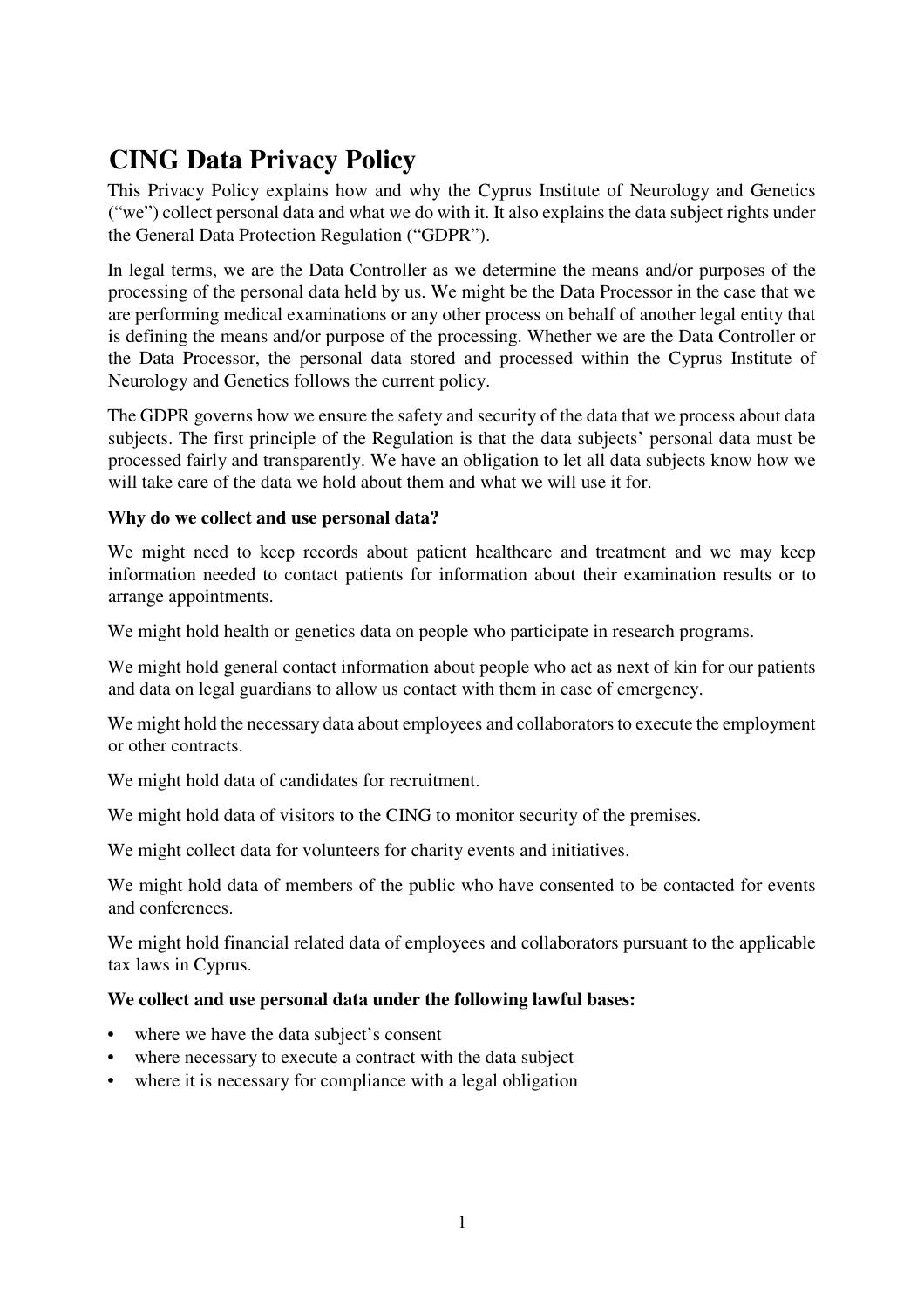# CING Data Privacy Policy

This Privacy Policy explains how and why the Cyprus Institute of Neurology and Genetics ("we") collect personal data and what we do with it. It also explains the data subject rights under the General Data Protection Regulation ("GDPR").

In legal terms, we are the Data Controller as we determine the means and/or purposes of the processing of the personal data held by us. We might be the Data Processor in the case that we are performing medical examinations or any other process on behalf of another legal entity that is defining the means and/or purpose of the processing. Whether we are the Data Controller or the Data Processor, the personal data stored and processed within the Cyprus Institute of Neurology and Genetics follows the current policy.

The GDPR governs how we ensure the safety and security of the data that we process about data subjects. The first principle of the Regulation is that the data subjects' personal data must be processed fairly and transparently. We have an obligation to let all data subjects know how we will take care of the data we hold about them and what we will use it for.

**Why do we collect and use personal data?**

We might need to keep records about patient healthcare and treatment and we may keep information needed to contact patients for information about their examination results or to arrange appointments.

We might hold health or genetics data on people who participate in research programs.

We might hold general contact information about people who act as next of kin for our patients and data on legal guardians to allow us contact with them in case of emergency.

We might hold the necessary data about employees and collaborators to execute the employment or other contracts.

We might hold data of candidates for recruitment.

We might hold data of visitors to the CING to monitor security of the premises.

We might collect data for volunteers for charity events and initiatives.

We might hold data of members of the public who have consented to be contacted for events and conferences.

We might hold financial related data of employees and collaborators pursuant to the applicable tax laws in Cyprus.

**We collect and use personal data under the following lawful bases:**

- where we have the data subject's consent
- where necessary to execute a contract with the data subject
- where it is necessary for compliance with a legal obligation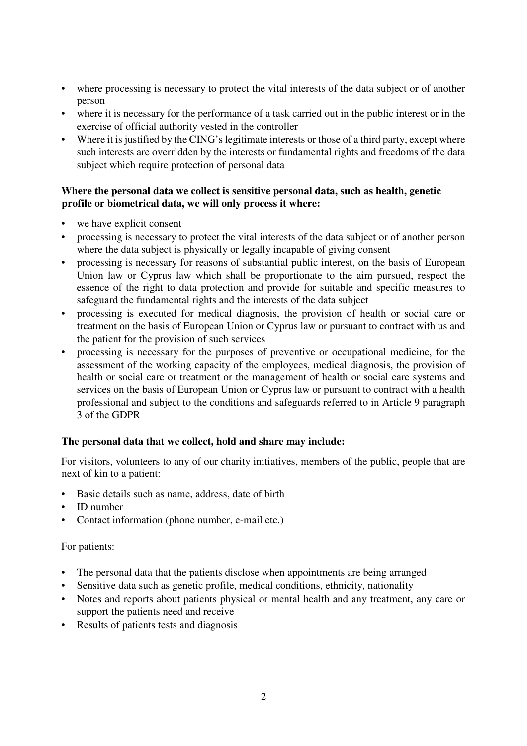- where processing is necessary to protect the vital interests of the data subject or of another person
- where it is necessary for the performance of a task carried out in the public interest or in the exercise of official authority vested in the controller
- Where it is justified by the CING's legitimate interests or those of a third party, except where such interests are overridden by the interests or fundamental rights and freedoms of the data subject which require protection of personal data

**Where the personal data we collect is sensitive personal data, such as health, genetic profile or biometrical data, we will only process it where:**

- we have explicit consent
- processing is necessary to protect the vital interests of the data subject or of another person where the data subject is physically or legally incapable of giving consent
- processing is necessary for reasons of substantial public interest, on the basis of European Union law or Cyprus law which shall be proportionate to the aim pursued, respect the essence of the right to data protection and provide for suitable and specific measures to safeguard the fundamental rights and the interests of the data subject
- processing is executed for medical diagnosis, the provision of health or social care or treatment on the basis of European Union or Cyprus law or pursuant to contract with us and the patient for the provision of such services
- processing is necessary for the purposes of preventive or occupational medicine, for the assessment of the working capacity of the employees, medical diagnosis, the provision of health or social care or treatment or the management of health or social care systems and services on the basis of European Union or Cyprus law or pursuant to contract with a health professional and subject to the conditions and safeguards referred to in Article 9 paragraph 3 of the GDPR

**The personal data that we collect, hold and share may include:**

For visitors, volunteers to any of our charity initiatives, members of the public, people that are next of kin to a patient:

- Basic details such as name, address, date of birth
- ID number
- Contact information (phone number, e-mail etc.)

For patients:

- The personal data that the patients disclose when appointments are being arranged
- Sensitive data such as genetic profile, medical conditions, ethnicity, nationality
- Notes and reports about patients physical or mental health and any treatment, any care or support the patients need and receive
- Results of patients tests and diagnosis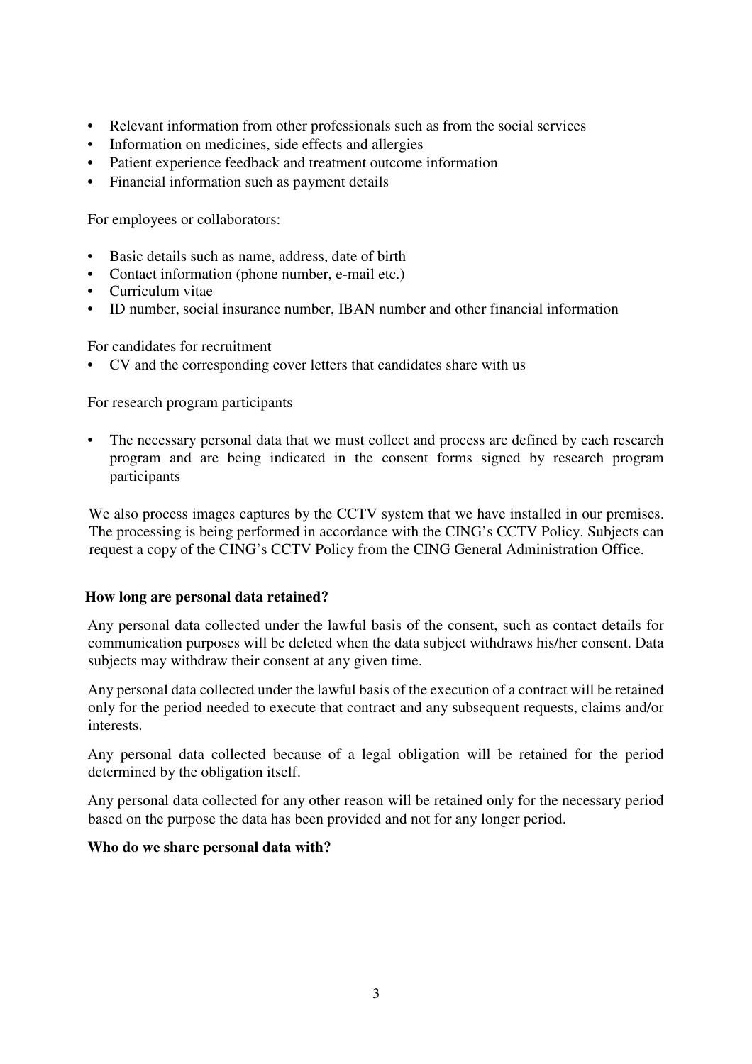- Relevant information from other professionals such as from the social services
- Information on medicines, side effects and allergies
- Patient experience feedback and treatment outcome information
- Financial information such as payment details

For employees or collaborators:

- Basic details such as name, address, date of birth
- Contact information (phone number, e-mail etc.)
- Curriculum vitae
- ID number, social insurance number, IBAN number and other financial information

For candidates for recruitment

- CV and the corresponding cover letters that candidates share with us

For research program participants

- The necessary personal data that we must collect and process are defined by each research program and are being indicated in the consent forms signed by research program participants

We also process images captures by the CCTV system that we have installed in our premises. The processing is being performed in accordance with the CING's CCTV Policy. Subjects can request a copy of the CING's CCTV Policy from the CING General Administration Office.

**How long are personal data retained?**

Any personal data collected under the lawful basis of the consent, such as contact details for communication purposes will be deleted when the data subject withdraws his/her consent. Data subjects may withdraw their consent at any given time.

Any personal data collected under the lawful basis of the execution of a contract will be retained only for the period needed to execute that contract and any subsequent requests, claims and/or interests.

Any personal data collected because of a legal obligation will be retained for the period determined by the obligation itself.

Any personal data collected for any other reason will be retained only for the necessary period based on the purpose the data has been provided and not for any longer period.

**Who do we share personal data with?**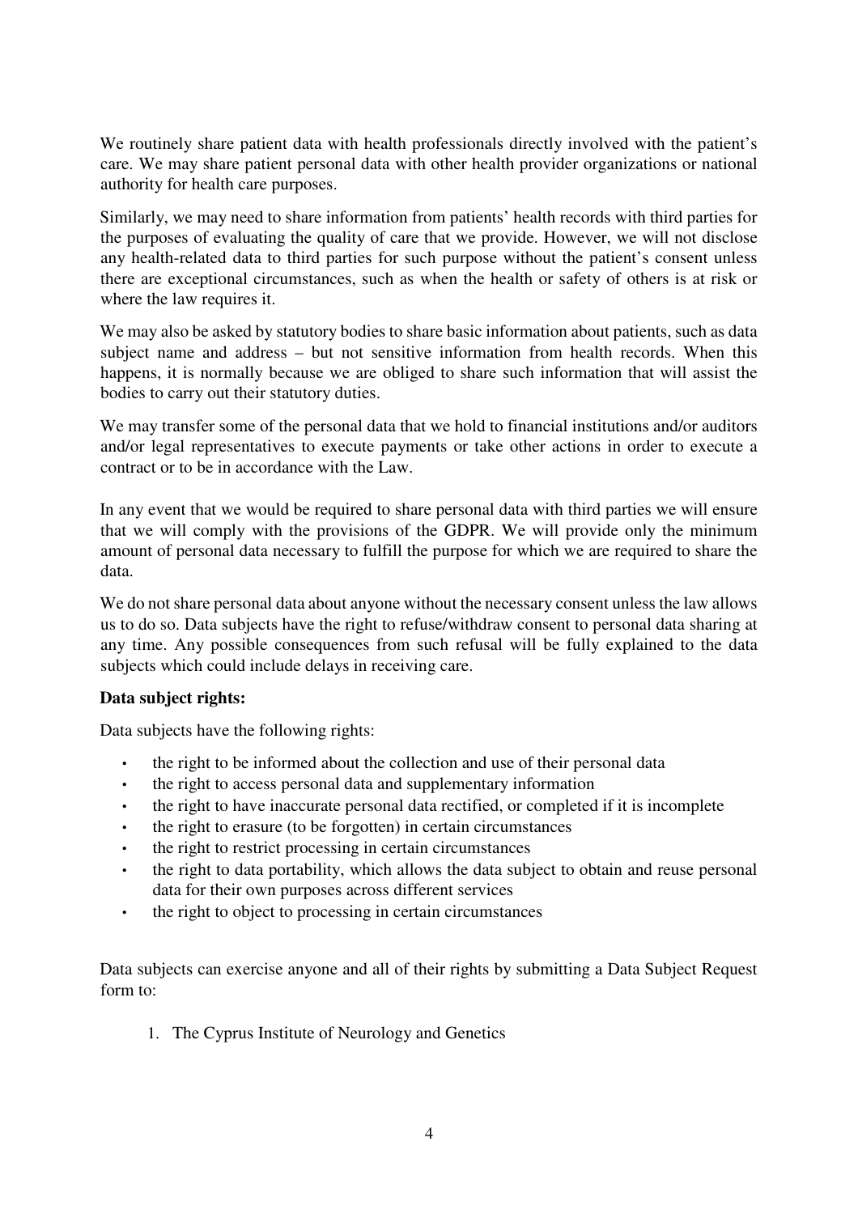We routinely share patient data with health professionals directly involved with the patient's care. We may share patient personal data with other health provider organizations or national authority for health care purposes.

Similarly, we may need to share information from patients' health records with third parties for the purposes of evaluating the quality of care that we provide. However, we will not disclose any health-related data to third parties for such purpose without the patient's consent unless there are exceptional circumstances, such as when the health or safety of others is at risk or where the law requires it.

We may also be asked by statutory bodies to share basic information about patients, such as data subject name and address – but not sensitive information from health records. When this happens, it is normally because we are obliged to share such information that will assist the bodies to carry out their statutory duties.

We may transfer some of the personal data that we hold to financial institutions and/or auditors and/or legal representatives to execute payments or take other actions in order to execute a contract or to be in accordance with the Law.

In any event that we would be required to share personal data with third parties we will ensure that we will comply with the provisions of the GDPR. We will provide only the minimum amount of personal data necessary to fulfill the purpose for which we are required to share the data.

We do not share personal data about anyone without the necessary consent unless the law allows us to do so. Data subjects have the right to refuse/withdraw consent to personal data sharing at any time. Any possible consequences from such refusal will be fully explained to the data subjects which could include delays in receiving care.

**Data subject rights:**

Data subjects have the following rights:

- the right to be informed about the collection and use of their personal data
- the right to access personal data and supplementary information
- the right to have inaccurate personal data rectified, or completed if it is incomplete
- the right to erasure (to be forgotten) in certain circumstances
- the right to restrict processing in certain circumstances
- the right to data portability, which allows the data subject to obtain and reuse personal data for their own purposes across different services
- the right to object to processing in certain circumstances

Data subjects can exercise anyone and all of their rights by submitting a Data Subject Request form to:

1. The Cyprus Institute of Neurology and Genetics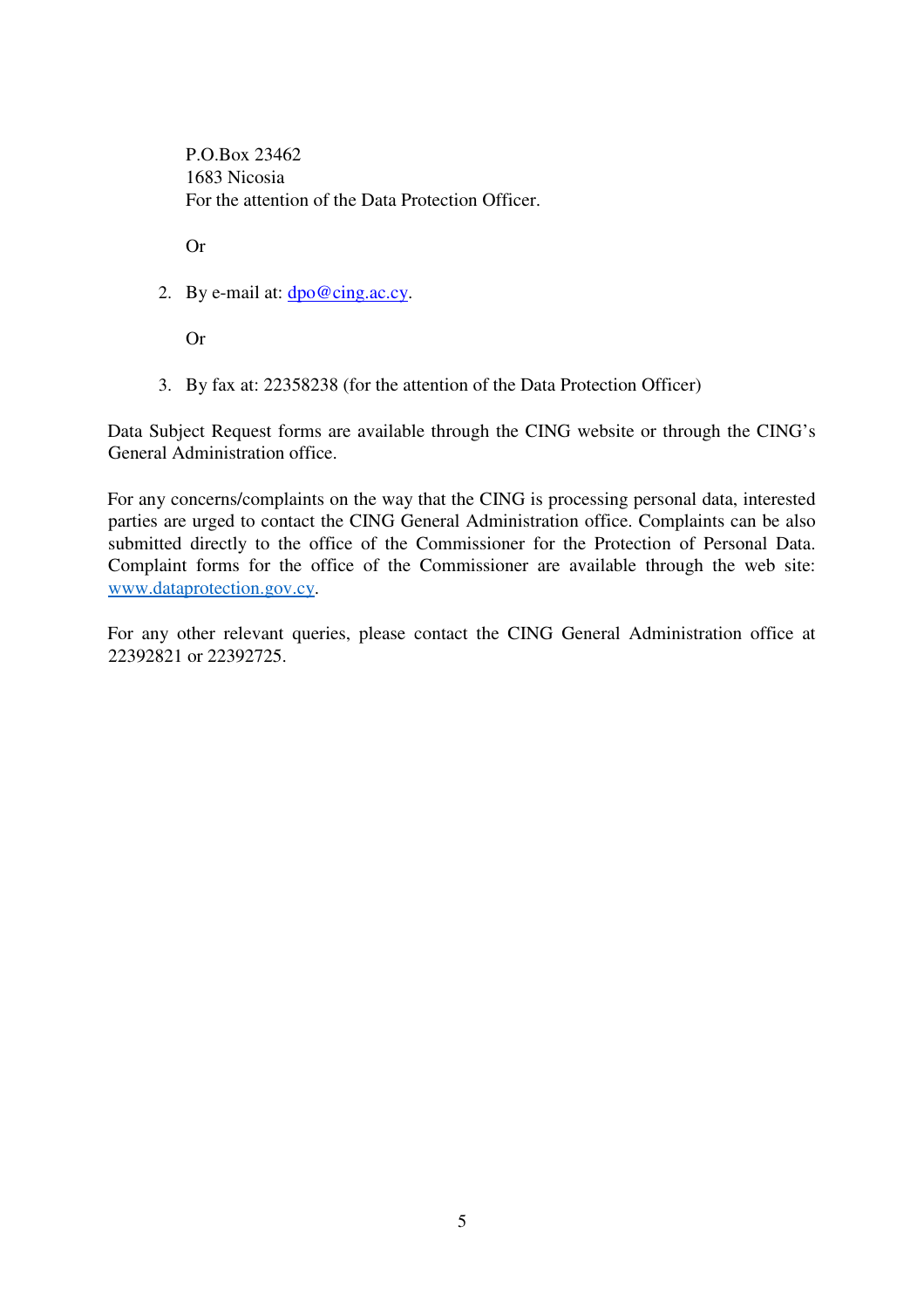P.O.Box 23462
1683 Nicosia
For the attention of the Data Protection Officer.

Or

2. By e-mail at: dpo@cing.ac.cy.

   Or

3. By fax at: 22358238 (for the attention of the Data Protection Officer)

Data Subject Request forms are available through the CING website or through the CING's General Administration office.

For any concerns/complaints on the way that the CING is processing personal data, interested parties are urged to contact the CING General Administration office. Complaints can be also submitted directly to the office of the Commissioner for the Protection of Personal Data. Complaint forms for the office of the Commissioner are available through the web site: www.dataprotection.gov.cy.

For any other relevant queries, please contact the CING General Administration office at 22392821 or 22392725.